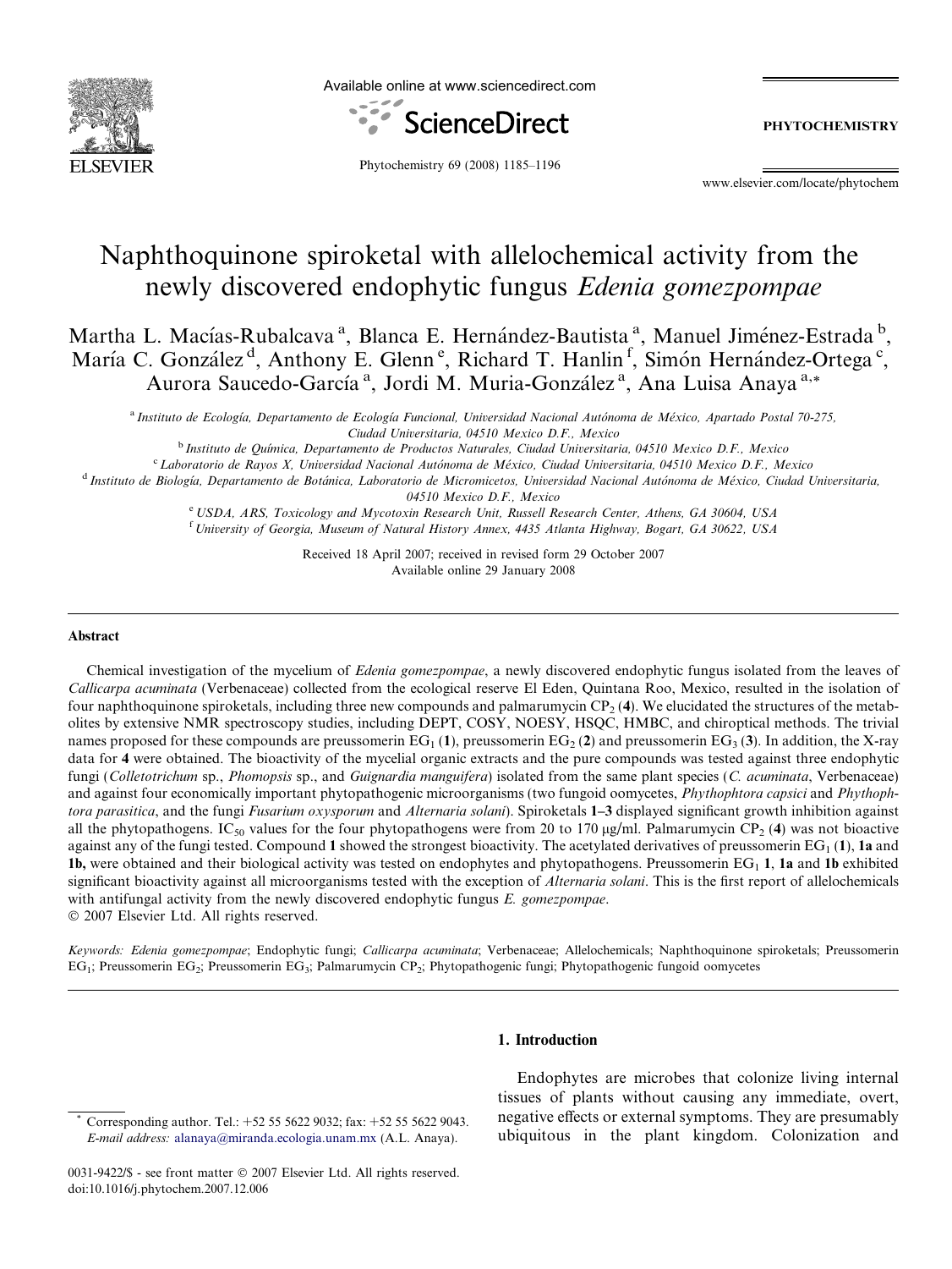# Naphthoquinone spiroketal with allelochemical activity from the newly discovered endophytic fungus *Edenia gomezpompae*

Martha L. Macías-Rubalcava [a], Blanca E. Hernández-Bautista [a], Manuel Jiménez-Estrada [b], María C. González [d], Anthony E. Glenn [e], Richard T. Hanlin [f], Simón Hernández-Ortega [c], Aurora Saucedo-García [a], Jordi M. Muria-González [a], Ana Luisa Anaya [a,*]

[a] Instituto de Ecología, Departamento de Ecología Funcional, Universidad Nacional Autónoma de México, Apartado Postal 70-275, Ciudad Universitaria, 04510 Mexico D.F., Mexico

[b] Instituto de Química, Departamento de Productos Naturales, Ciudad Universitaria, 04510 Mexico D.F., Mexico

[c] Laboratorio de Rayos X, Universidad Nacional Autónoma de México, Ciudad Universitaria, 04510 Mexico D.F., Mexico

[d] Instituto de Biología, Departamento de Botánica, Laboratorio de Micromicetos, Universidad Nacional Autónoma de México, Ciudad Universitaria, 04510 Mexico D.F., Mexico

[e] USDA, ARS, Toxicology and Mycotoxin Research Unit, Russell Research Center, Athens, GA 30604, USA

[f] University of Georgia, Museum of Natural History Annex, 4435 Atlanta Highway, Bogart, GA 30622, USA

Received 18 April 2007; received in revised form 29 October 2007
Available online 29 January 2008

## Abstract

Chemical investigation of the mycelium of *Edenia gomezpompae*, a newly discovered endophytic fungus isolated from the leaves of *Callicarpa acuminata* (Verbenaceae) collected from the ecological reserve El Eden, Quintana Roo, Mexico, resulted in the isolation of four naphthoquinone spiroketals, including three new compounds and palmarumycin $CP_2$ (**4**). We elucidated the structures of the metabolites by extensive NMR spectroscopy studies, including DEPT, COSY, NOESY, HSQC, HMBC, and chiroptical methods. The trivial names proposed for these compounds are preussomerin $EG_1$ (**1**), preussomerin $EG_2$ (**2**) and preussomerin $EG_3$ (**3**). In addition, the X-ray data for **4** were obtained. The bioactivity of the mycelial organic extracts and the pure compounds was tested against three endophytic fungi (*Colletotrichum* sp., *Phomopsis* sp., and *Guignardia manguifera*) isolated from the same plant species (*C. acuminata*, Verbenaceae) and against four economically important phytopathogenic microorganisms (two fungoid oomycetes, *Phythophtora capsici* and *Phythophtora parasitica*, and the fungi *Fusarium oxysporum* and *Alternaria solani*). Spiroketals **1–3** displayed significant growth inhibition against all the phytopathogens. $IC_{50}$ values for the four phytopathogens were from 20 to 170 μg/ml. Palmarumycin $CP_2$ (**4**) was not bioactive against any of the fungi tested. Compound **1** showed the strongest bioactivity. The acetylated derivatives of preussomerin $EG_1$ (**1**), **1a** and **1b,** were obtained and their biological activity was tested on endophytes and phytopathogens. Preussomerin $EG_1$ **1**, **1a** and **1b** exhibited significant bioactivity against all microorganisms tested with the exception of *Alternaria solani*. This is the first report of allelochemicals with antifungal activity from the newly discovered endophytic fungus *E. gomezpompae*.

© 2007 Elsevier Ltd. All rights reserved.

*Keywords:* *Edenia gomezpompae*; Endophytic fungi; *Callicarpa acuminata*; Verbenaceae; Allelochemicals; Naphthoquinone spiroketals; Preussomerin $EG_1$; Preussomerin $EG_2$; Preussomerin $EG_3$; Palmarumycin $CP_2$; Phytopathogenic fungi; Phytopathogenic fungoid oomycetes

## 1. Introduction

Endophytes are microbes that colonize living internal tissues of plants without causing any immediate, overt, negative effects or external symptoms. They are presumably ubiquitous in the plant kingdom. Colonization and

\* Corresponding author. Tel.: +52 55 5622 9032; fax: +52 55 5622 9043. *E-mail address:* alanaya@miranda.ecologia.unam.mx (A.L. Anaya).

0031-9422/$ - see front matter © 2007 Elsevier Ltd. All rights reserved.
doi:10.1016/j.phytochem.2007.12.006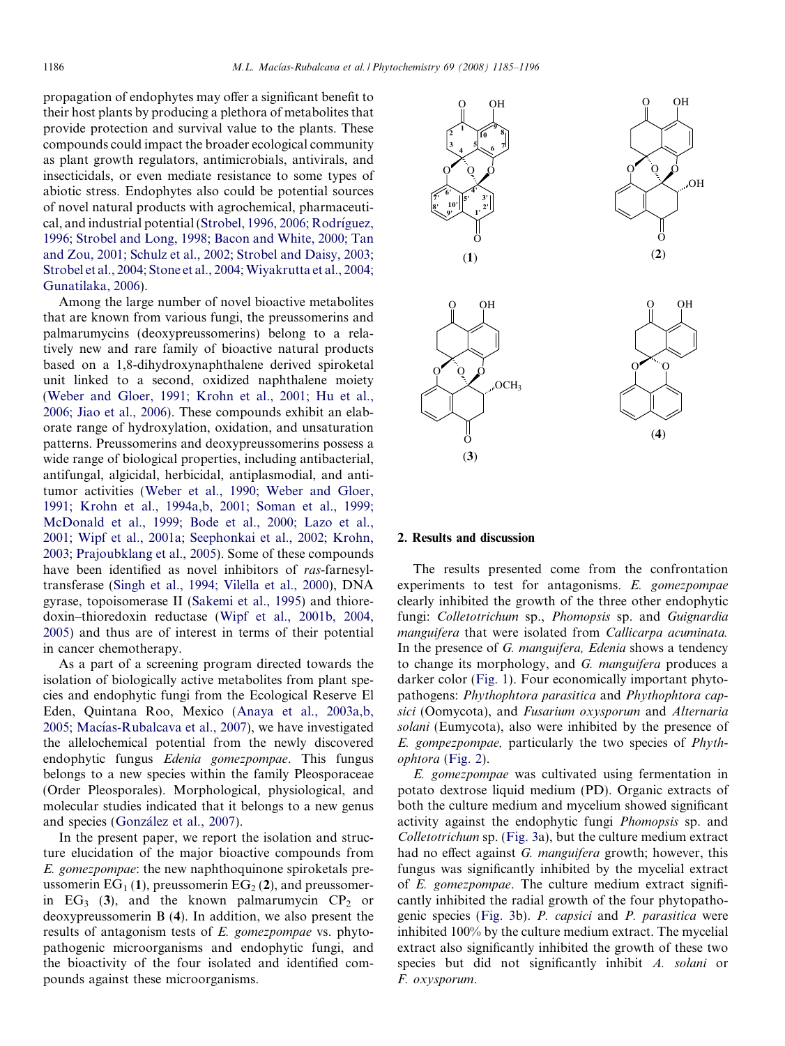propagation of endophytes may offer a significant benefit to their host plants by producing a plethora of metabolites that provide protection and survival value to the plants. These compounds could impact the broader ecological community as plant growth regulators, antimicrobials, antivirals, and insecticidals, or even mediate resistance to some types of abiotic stress. Endophytes also could be potential sources of novel natural products with agrochemical, pharmaceutical, and industrial potential (Strobel, 1996, 2006; Rodríguez, 1996; Strobel and Long, 1998; Bacon and White, 2000; Tan and Zou, 2001; Schulz et al., 2002; Strobel and Daisy, 2003; Strobel et al., 2004; Stone et al., 2004; Wiyakrutta et al., 2004; Gunatilaka, 2006).

Among the large number of novel bioactive metabolites that are known from various fungi, the preussomerins and palmarumycins (deoxypreussomerins) belong to a relatively new and rare family of bioactive natural products based on a 1,8-dihydroxynaphthalene derived spiroketal unit linked to a second, oxidized naphthalene moiety (Weber and Gloer, 1991; Krohn et al., 2001; Hu et al., 2006; Jiao et al., 2006). These compounds exhibit an elaborate range of hydroxylation, oxidation, and unsaturation patterns. Preussomerins and deoxypreussomerins possess a wide range of biological properties, including antibacterial, antifungal, algicidal, herbicidal, antiplasmodial, and antitumor activities (Weber et al., 1990; Weber and Gloer, 1991; Krohn et al., 1994a,b, 2001; Soman et al., 1999; McDonald et al., 1999; Bode et al., 2000; Lazo et al., 2001; Wipf et al., 2001a; Seephonkai et al., 2002; Krohn, 2003; Prajoubklang et al., 2005). Some of these compounds have been identified as novel inhibitors of *ras*-farnesyltransferase (Singh et al., 1994; Vilella et al., 2000), DNA gyrase, topoisomerase II (Sakemi et al., 1995) and thioredoxin–thioredoxin reductase (Wipf et al., 2001b, 2004, 2005) and thus are of interest in terms of their potential in cancer chemotherapy.

As a part of a screening program directed towards the isolation of biologically active metabolites from plant species and endophytic fungi from the Ecological Reserve El Eden, Quintana Roo, Mexico (Anaya et al., 2003a,b, 2005; Macías-Rubalcava et al., 2007), we have investigated the allelochemical potential from the newly discovered endophytic fungus *Edenia gomezpompae*. This fungus belongs to a new species within the family Pleosporaceae (Order Pleosporales). Morphological, physiological, and molecular studies indicated that it belongs to a new genus and species (González et al., 2007).

In the present paper, we report the isolation and structure elucidation of the major bioactive compounds from *E. gomezpompae*: the new naphthoquinone spiroketals preussomerin $EG_1$ (**1**), preussomerin $EG_2$ (**2**), and preussomerin $EG_3$ (**3**), and the known palmarumycin $CP_2$ or deoxypreussomerin B (**4**). In addition, we also present the results of antagonism tests of *E. gomezpompae* vs. phytopathogenic microorganisms and endophytic fungi, and the bioactivity of the four isolated and identified compounds against these microorganisms.

(**1**) (**2**) (**3**) (**4**)

## 2. Results and discussion

The results presented come from the confrontation experiments to test for antagonisms. *E. gomezpompae* clearly inhibited the growth of the three other endophytic fungi: *Colletotrichum* sp., *Phomopsis* sp. and *Guignardia manguifera* that were isolated from *Callicarpa acuminata.* In the presence of *G. manguifera, Edenia* shows a tendency to change its morphology, and *G. manguifera* produces a darker color (Fig. 1). Four economically important phytopathogens: *Phythophtora parasitica* and *Phythophtora capsici* (Oomycota), and *Fusarium oxysporum* and *Alternaria solani* (Eumycota), also were inhibited by the presence of *E. gompezpompae,* particularly the two species of *Phythophtora* (Fig. 2).

*E. gomezpompae* was cultivated using fermentation in potato dextrose liquid medium (PD). Organic extracts of both the culture medium and mycelium showed significant activity against the endophytic fungi *Phomopsis* sp. and *Colletotrichum* sp. (Fig. 3a), but the culture medium extract had no effect against *G. manguifera* growth; however, this fungus was significantly inhibited by the mycelial extract of *E. gomezpompae*. The culture medium extract significantly inhibited the radial growth of the four phytopathogenic species (Fig. 3b). *P. capsici* and *P. parasitica* were inhibited 100% by the culture medium extract. The mycelial extract also significantly inhibited the growth of these two species but did not significantly inhibit *A. solani* or *F. oxysporum*.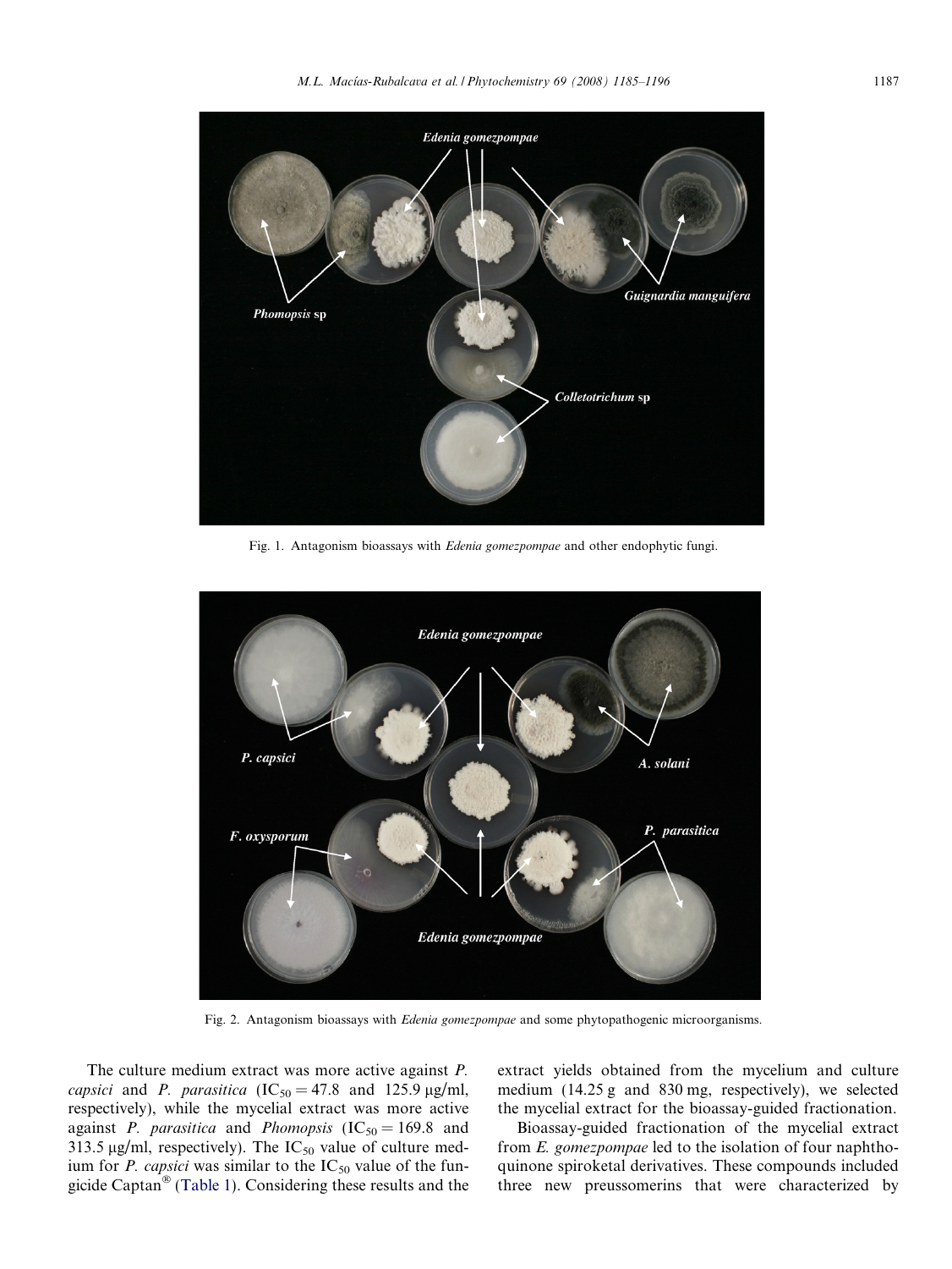Fig. 1. Antagonism bioassays with *Edenia gomezpompae* and other endophytic fungi.

Fig. 2. Antagonism bioassays with *Edenia gomezpompae* and some phytopathogenic microorganisms.

The culture medium extract was more active against *P. capsici* and *P. parasitica* ($IC_{50} = 47.8$ and 125.9 μg/ml, respectively), while the mycelial extract was more active against *P. parasitica* and *Phomopsis* ($IC_{50} = 169.8$ and 313.5 μg/ml, respectively). The $IC_{50}$ value of culture medium for *P. capsici* was similar to the $IC_{50}$ value of the fungicide Captan® (Table 1). Considering these results and the extract yields obtained from the mycelium and culture medium (14.25 g and 830 mg, respectively), we selected the mycelial extract for the bioassay-guided fractionation.

Bioassay-guided fractionation of the mycelial extract from *E. gomezpompae* led to the isolation of four naphthoquinone spiroketal derivatives. These compounds included three new preussomerins that were characterized by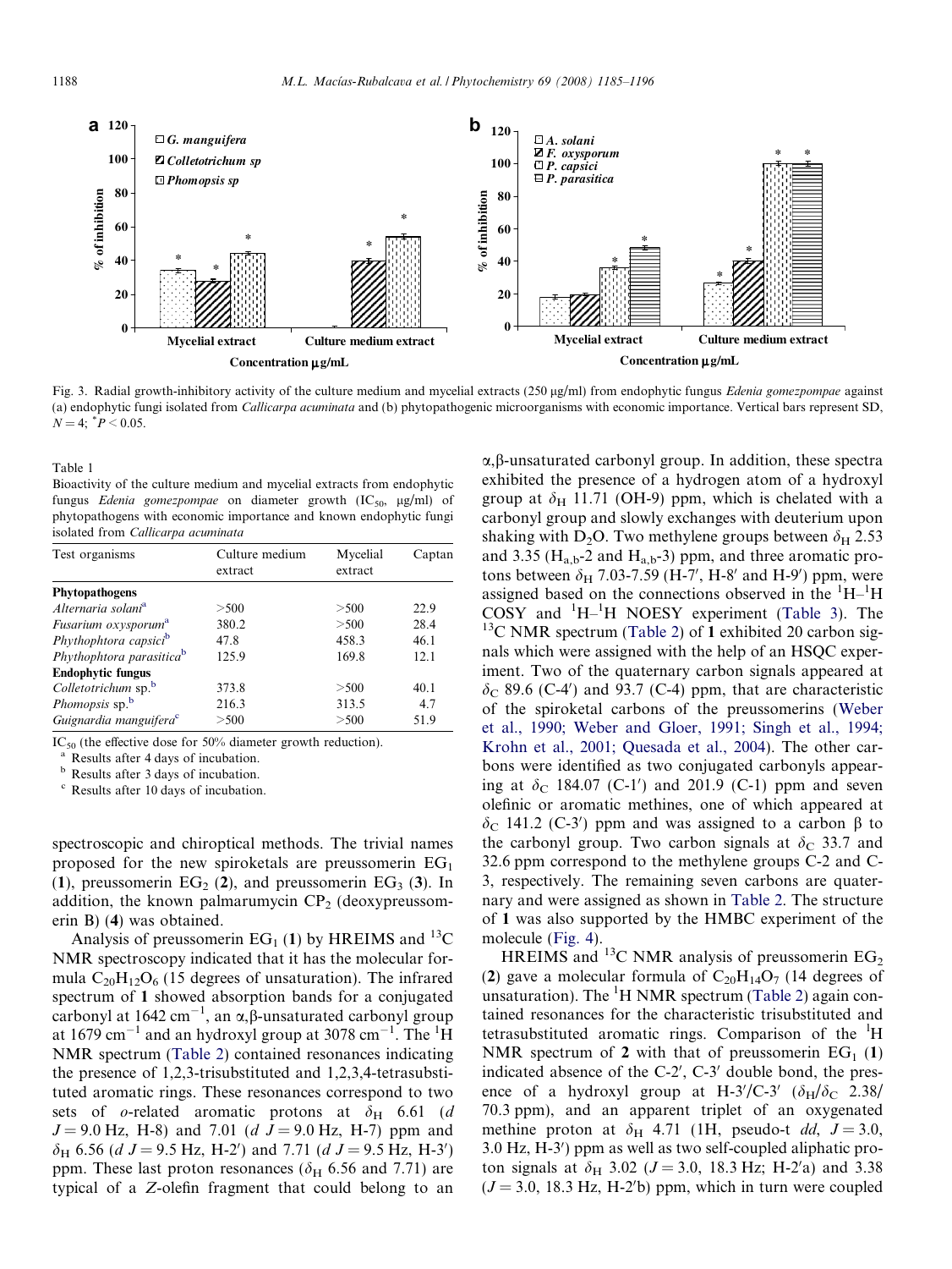Fig. 3. Radial growth-inhibitory activity of the culture medium and mycelial extracts (250 μg/ml) from endophytic fungus *Edenia gomezpompae* against (a) endophytic fungi isolated from *Callicarpa acuminata* and (b) phytopathogenic microorganisms with economic importance. Vertical bars represent SD, $N = 4$; $^{*}P < 0.05$.

Table 1
Bioactivity of the culture medium and mycelial extracts from endophytic fungus *Edenia gomezpompae* on diameter growth ($IC_{50}$, μg/ml) of phytopathogens with economic importance and known endophytic fungi isolated from *Callicarpa acuminata*

| Test organisms | Culture medium extract | Mycelial extract | Captan |
|---|---|---|---|
| **Phytopathogens** | | | |
| *Alternaria solani*[a] | >500 | >500 | 22.9 |
| *Fusarium oxysporum*[a] | 380.2 | >500 | 28.4 |
| *Phythophtora capsici*[b] | 47.8 | 458.3 | 46.1 |
| *Phythophtora parasitica*[b] | 125.9 | 169.8 | 12.1 |
| **Endophytic fungus** | | | |
| *Colletotrichum* sp.[b] | 373.8 | >500 | 40.1 |
| *Phomopsis* sp.[b] | 216.3 | 313.5 | 4.7 |
| *Guignardia manguifera*[c] | >500 | >500 | 51.9 |

$IC_{50}$ (the effective dose for 50% diameter growth reduction).
[a] Results after 4 days of incubation.
[b] Results after 3 days of incubation.
[c] Results after 10 days of incubation.

spectroscopic and chiroptical methods. The trivial names proposed for the new spiroketals are preussomerin $EG_1$ (**1**), preussomerin $EG_2$ (**2**), and preussomerin $EG_3$ (**3**). In addition, the known palmarumycin $CP_2$ (deoxypreussomerin B) (**4**) was obtained.

Analysis of preussomerin $EG_1$ (**1**) by HREIMS and $^{13}C$ NMR spectroscopy indicated that it has the molecular formula $C_{20}H_{12}O_6$ (15 degrees of unsaturation). The infrared spectrum of **1** showed absorption bands for a conjugated carbonyl at 1642 $cm^{-1}$, an α,β-unsaturated carbonyl group at 1679 $cm^{-1}$ and an hydroxyl group at 3078 $cm^{-1}$. The $^{1}H$ NMR spectrum (Table 2) contained resonances indicating the presence of 1,2,3-trisubstituted and 1,2,3,4-tetrasubstituted aromatic rings. These resonances correspond to two sets of *o*-related aromatic protons at $\delta_H$ 6.61 (*d* $J = 9.0$ Hz, H-8) and 7.01 (*d* $J = 9.0$ Hz, H-7) ppm and $\delta_H$ 6.56 (*d* $J = 9.5$ Hz, H-2′) and 7.71 (*d* $J = 9.5$ Hz, H-3′) ppm. These last proton resonances ($\delta_H$ 6.56 and 7.71) are typical of a *Z*-olefin fragment that could belong to an α,β-unsaturated carbonyl group. In addition, these spectra exhibited the presence of a hydrogen atom of a hydroxyl group at $\delta_H$ 11.71 (OH-9) ppm, which is chelated with a carbonyl group and slowly exchanges with deuterium upon shaking with $D_2O$. Two methylene groups between $\delta_H$ 2.53 and 3.35 ($H_{a,b}$-2 and $H_{a,b}$-3) ppm, and three aromatic protons between $\delta_H$ 7.03-7.59 (H-7′, H-8′ and H-9′) ppm, were assigned based on the connections observed in the $^{1}H$–$^{1}H$ COSY and $^{1}H$–$^{1}H$ NOESY experiment (Table 3). The $^{13}C$ NMR spectrum (Table 2) of **1** exhibited 20 carbon signals which were assigned with the help of an HSQC experiment. Two of the quaternary carbon signals appeared at $\delta_C$ 89.6 (C-4′) and 93.7 (C-4) ppm, that are characteristic of the spiroketal carbons of the preussomerins (Weber et al., 1990; Weber and Gloer, 1991; Singh et al., 1994; Krohn et al., 2001; Quesada et al., 2004). The other carbons were identified as two conjugated carbonyls appearing at $\delta_C$ 184.07 (C-1′) and 201.9 (C-1) ppm and seven olefinic or aromatic methines, one of which appeared at $\delta_C$ 141.2 (C-3′) ppm and was assigned to a carbon β to the carbonyl group. Two carbon signals at $\delta_C$ 33.7 and 32.6 ppm correspond to the methylene groups C-2 and C-3, respectively. The remaining seven carbons are quaternary and were assigned as shown in Table 2. The structure of **1** was also supported by the HMBC experiment of the molecule (Fig. 4).

HREIMS and $^{13}C$ NMR analysis of preussomerin $EG_2$ (**2**) gave a molecular formula of $C_{20}H_{14}O_7$ (14 degrees of unsaturation). The $^{1}H$ NMR spectrum (Table 2) again contained resonances for the characteristic trisubstituted and tetrasubstituted aromatic rings. Comparison of the $^{1}H$ NMR spectrum of **2** with that of preussomerin $EG_1$ (**1**) indicated absence of the C-2′, C-3′ double bond, the presence of a hydroxyl group at H-3′/C-3′ ($\delta_H/\delta_C$ 2.38/70.3 ppm), and an apparent triplet of an oxygenated methine proton at $\delta_H$ 4.71 (1H, pseudo-t *dd*, $J = 3.0$, 3.0 Hz, H-3′) ppm as well as two self-coupled aliphatic proton signals at $\delta_H$ 3.02 ($J = 3.0$, 18.3 Hz; H-2′a) and 3.38 ($J = 3.0$, 18.3 Hz, H-2′b) ppm, which in turn were coupled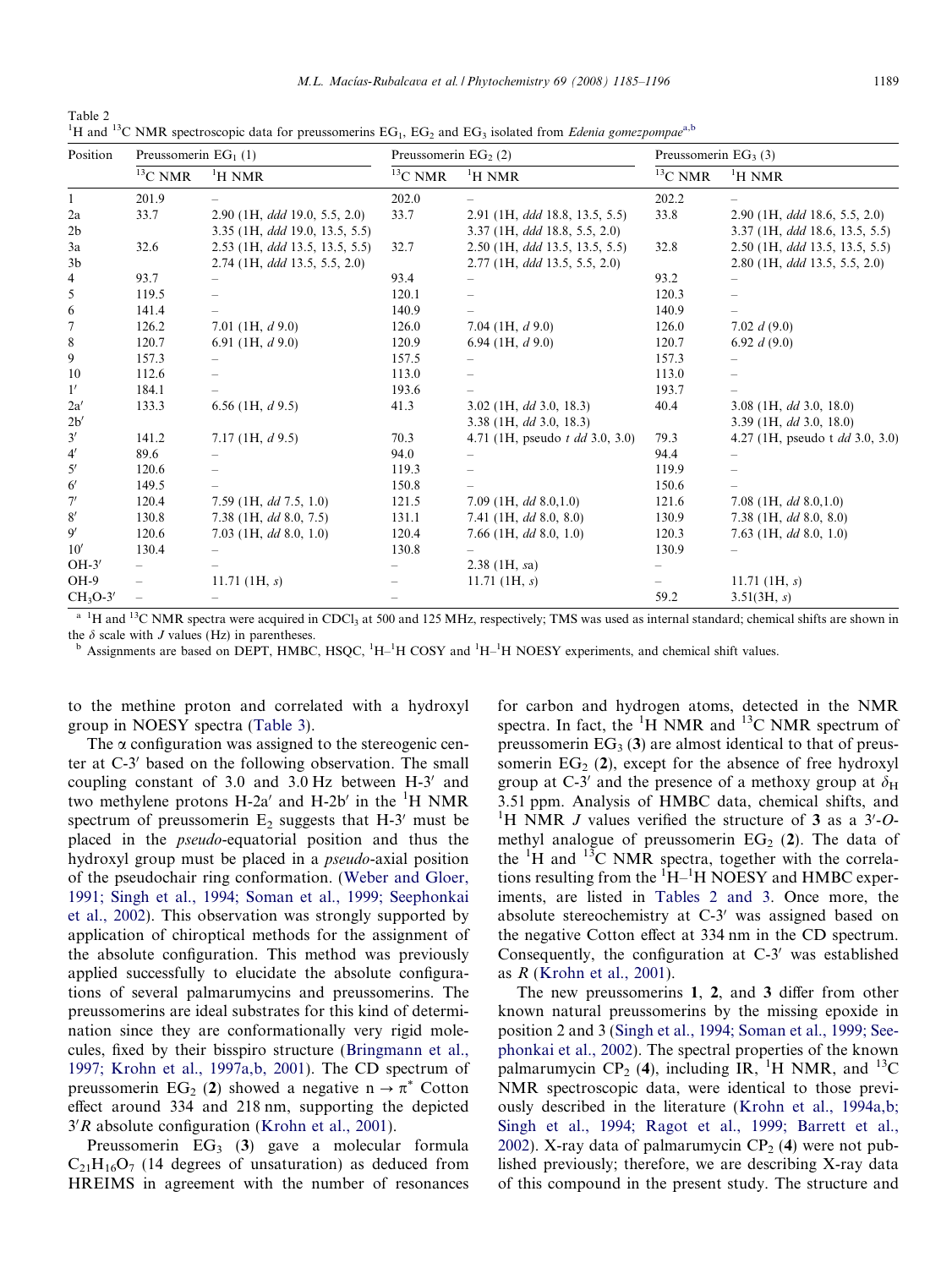Table 2
$^1$H and $^{13}$C NMR spectroscopic data for preussomerins $EG_1$, $EG_2$ and $EG_3$ isolated from *Edenia gomezpompae*[a,b]

| Position | Preussomerin $EG_1$ (1) | | Preussomerin $EG_2$ (2) | | Preussomerin $EG_3$ (3) | |
|---|---|---|---|---|---|---|
| | $^{13}$C NMR | $^1$H NMR | $^{13}$C NMR | $^1$H NMR | $^{13}$C NMR | $^1$H NMR |
| 1 | 201.9 | – | 202.0 | – | 202.2 | – |
| 2a | 33.7 | 2.90 (1H, *ddd* 19.0, 5.5, 2.0) | 33.7 | 2.91 (1H, *ddd* 18.8, 13.5, 5.5) | 33.8 | 2.90 (1H, *ddd* 18.6, 5.5, 2.0) |
| 2b | | 3.35 (1H, *ddd* 19.0, 13.5, 5.5) | | 3.37 (1H, *ddd* 18.8, 5.5, 2.0) | | 3.37 (1H, *ddd* 18.6, 13.5, 5.5) |
| 3a | 32.6 | 2.53 (1H, *ddd* 13.5, 13.5, 5.5) | 32.7 | 2.50 (1H, *ddd* 13.5, 13.5, 5.5) | 32.8 | 2.50 (1H, *ddd* 13.5, 13.5, 5.5) |
| 3b | | 2.74 (1H, *ddd* 13.5, 5.5, 2.0) | | 2.77 (1H, *ddd* 13.5, 5.5, 2.0) | | 2.80 (1H, *ddd* 13.5, 5.5, 2.0) |
| 4 | 93.7 | – | 93.4 | – | 93.2 | – |
| 5 | 119.5 | – | 120.1 | – | 120.3 | – |
| 6 | 141.4 | – | 140.9 | – | 140.9 | – |
| 7 | 126.2 | 7.01 (1H, *d* 9.0) | 126.0 | 7.04 (1H, *d* 9.0) | 126.0 | 7.02 *d* (9.0) |
| 8 | 120.7 | 6.91 (1H, *d* 9.0) | 120.9 | 6.94 (1H, *d* 9.0) | 120.7 | 6.92 *d* (9.0) |
| 9 | 157.3 | – | 157.5 | – | 157.3 | – |
| 10 | 112.6 | – | 113.0 | – | 113.0 | – |
| 1′ | 184.1 | – | 193.6 | – | 193.7 | – |
| 2a′ | 133.3 | 6.56 (1H, *d* 9.5) | 41.3 | 3.02 (1H, *dd* 3.0, 18.3) | 40.4 | 3.08 (1H, *dd* 3.0, 18.0) |
| 2b′ | | | | 3.38 (1H, *dd* 3.0, 18.3) | | 3.39 (1H, *dd* 3.0, 18.0) |
| 3′ | 141.2 | 7.17 (1H, *d* 9.5) | 70.3 | 4.71 (1H, pseudo *t dd* 3.0, 3.0) | 79.3 | 4.27 (1H, pseudo t *dd* 3.0, 3.0) |
| 4′ | 89.6 | – | 94.0 | – | 94.4 | – |
| 5′ | 120.6 | – | 119.3 | – | 119.9 | – |
| 6′ | 149.5 | – | 150.8 | – | 150.6 | – |
| 7′ | 120.4 | 7.59 (1H, *dd* 7.5, 1.0) | 121.5 | 7.09 (1H, *dd* 8.0,1.0) | 121.6 | 7.08 (1H, *dd* 8.0,1.0) |
| 8′ | 130.8 | 7.38 (1H, *dd* 8.0, 7.5) | 131.1 | 7.41 (1H, *dd* 8.0, 8.0) | 130.9 | 7.38 (1H, *dd* 8.0, 8.0) |
| 9′ | 120.6 | 7.03 (1H, *dd* 8.0, 1.0) | 120.4 | 7.66 (1H, *dd* 8.0, 1.0) | 120.3 | 7.63 (1H, *dd* 8.0, 1.0) |
| 10′ | 130.4 | – | 130.8 | – | 130.9 | – |
| OH-3′ | – | – | – | 2.38 (1H, *sa*) | – | |
| OH-9 | – | 11.71 (1H, *s*) | – | 11.71 (1H, *s*) | – | 11.71 (1H, *s*) |
| $CH_3O$-3′ | – | – | – | | 59.2 | 3.51(3H, *s*) |

[a] $^1$H and $^{13}$C NMR spectra were acquired in $CDCl_3$ at 500 and 125 MHz, respectively; TMS was used as internal standard; chemical shifts are shown in the $\delta$ scale with $J$ values (Hz) in parentheses.

[b] Assignments are based on DEPT, HMBC, HSQC, $^1$H–$^1$H COSY and $^1$H–$^1$H NOESY experiments, and chemical shift values.

to the methine proton and correlated with a hydroxyl group in NOESY spectra (Table 3).

The α configuration was assigned to the stereogenic center at C-3′ based on the following observation. The small coupling constant of 3.0 and 3.0 Hz between H-3′ and two methylene protons H-2a′ and H-2b′ in the $^1$H NMR spectrum of preussomerin $E_2$ suggests that H-3′ must be placed in the *pseudo*-equatorial position and thus the hydroxyl group must be placed in a *pseudo*-axial position of the pseudochair ring conformation. (Weber and Gloer, 1991; Singh et al., 1994; Soman et al., 1999; Seephonkai et al., 2002). This observation was strongly supported by application of chiroptical methods for the assignment of the absolute configuration. This method was previously applied successfully to elucidate the absolute configurations of several palmarumycins and preussomerins. The preussomerins are ideal substrates for this kind of determination since they are conformationally very rigid molecules, fixed by their bisspiro structure (Bringmann et al., 1997; Krohn et al., 1997a,b, 2001). The CD spectrum of preussomerin $EG_2$ (**2**) showed a negative $n \rightarrow \pi^*$ Cotton effect around 334 and 218 nm, supporting the depicted 3′*R* absolute configuration (Krohn et al., 2001).

Preussomerin $EG_3$ (**3**) gave a molecular formula $C_{21}H_{16}O_7$ (14 degrees of unsaturation) as deduced from HREIMS in agreement with the number of resonances for carbon and hydrogen atoms, detected in the NMR spectra. In fact, the $^1$H NMR and $^{13}$C NMR spectrum of preussomerin $EG_3$ (**3**) are almost identical to that of preussomerin $EG_2$ (**2**), except for the absence of free hydroxyl group at C-3′ and the presence of a methoxy group at $\delta_H$ 3.51 ppm. Analysis of HMBC data, chemical shifts, and $^1$H NMR $J$ values verified the structure of **3** as a 3′-*O*-methyl analogue of preussomerin $EG_2$ (**2**). The data of the $^1$H and $^{13}$C NMR spectra, together with the correlations resulting from the $^1$H–$^1$H NOESY and HMBC experiments, are listed in Tables 2 and 3. Once more, the absolute stereochemistry at C-3′ was assigned based on the negative Cotton effect at 334 nm in the CD spectrum. Consequently, the configuration at C-3′ was established as *R* (Krohn et al., 2001).

The new preussomerins **1**, **2**, and **3** differ from other known natural preussomerins by the missing epoxide in position 2 and 3 (Singh et al., 1994; Soman et al., 1999; Seephonkai et al., 2002). The spectral properties of the known palmarumycin $CP_2$ (**4**), including IR, $^1$H NMR, and $^{13}$C NMR spectroscopic data, were identical to those previously described in the literature (Krohn et al., 1994a,b; Singh et al., 1994; Ragot et al., 1999; Barrett et al., 2002). X-ray data of palmarumycin $CP_2$ (**4**) were not published previously; therefore, we are describing X-ray data of this compound in the present study. The structure and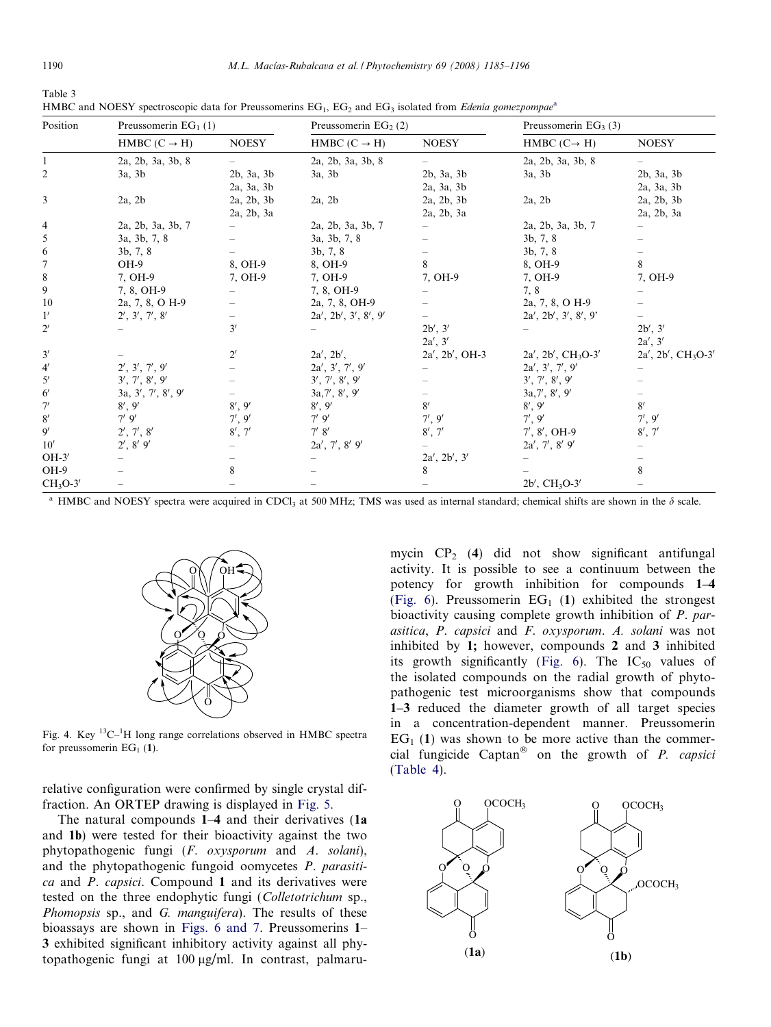Table 3
HMBC and NOESY spectroscopic data for Preussomerins $EG_1$, $EG_2$ and $EG_3$ isolated from *Edenia gomezpompae*[a]

| Position | Preussomerin $EG_1$ (1) | | Preussomerin $EG_2$ (2) | | Preussomerin $EG_3$ (3) | |
|---|---|---|---|---|---|---|
| | HMBC (C → H) | NOESY | HMBC (C → H) | NOESY | HMBC (C→ H) | NOESY |
| 1 | 2a, 2b, 3a, 3b, 8 | – | 2a, 2b, 3a, 3b, 8 | – | 2a, 2b, 3a, 3b, 8 | – |
| 2 | 3a, 3b | 2b, 3a, 3b<br>2a, 3a, 3b | 3a, 3b | 2b, 3a, 3b<br>2a, 3a, 3b | 3a, 3b | 2b, 3a, 3b<br>2a, 3a, 3b |
| 3 | 2a, 2b | 2a, 2b, 3b<br>2a, 2b, 3a | 2a, 2b | 2a, 2b, 3b<br>2a, 2b, 3a | 2a, 2b | 2a, 2b, 3b<br>2a, 2b, 3a |
| 4 | 2a, 2b, 3a, 3b, 7 | – | 2a, 2b, 3a, 3b, 7 | – | 2a, 2b, 3a, 3b, 7 | – |
| 5 | 3a, 3b, 7, 8 | – | 3a, 3b, 7, 8 | – | 3b, 7, 8 | – |
| 6 | 3b, 7, 8 | – | 3b, 7, 8 | – | 3b, 7, 8 | – |
| 7 | OH-9 | 8, OH-9 | 8, OH-9 | 8 | 8, OH-9 | 8 |
| 8 | 7, OH-9 | 7, OH-9 | 7, OH-9 | 7, OH-9 | 7, OH-9 | 7, OH-9 |
| 9 | 7, 8, OH-9 | – | 7, 8, OH-9 | – | 7, 8 | – |
| 10 | 2a, 7, 8, O H-9 | – | 2a, 7, 8, OH-9 | – | 2a, 7, 8, O H-9 | – |
| 1′ | 2′, 3′, 7′, 8′ | – | 2a′, 2b′, 3′, 8′, 9′ | – | 2a′, 2b′, 3′, 8′, 9’ | – |
| 2′ | – | 3′ | – | 2b′, 3′<br>2a′, 3′ | – | 2b′, 3′<br>2a′, 3′ |
| 3′ | – | 2′ | 2a′, 2b′, | 2a′, 2b′, OH-3 | 2a′, 2b′, $CH_3O$-3′ | 2a′, 2b′, $CH_3O$-3′ |
| 4′ | 2′, 3′, 7′, 9′ | – | 2a′, 3′, 7′, 9′ | – | 2a′, 3′, 7′, 9′ | – |
| 5′ | 3′, 7′, 8′, 9′ | – | 3′, 7′, 8′, 9′ | – | 3′, 7′, 8′, 9′ | – |
| 6′ | 3a, 3′, 7′, 8′, 9′ | – | 3a,7′, 8′, 9′ | – | 3a,7′, 8′, 9′ | – |
| 7′ | 8′, 9′ | 8′, 9′ | 8′, 9′ | 8′ | 8′, 9′ | 8′ |
| 8′ | 7′ 9′ | 7′, 9′ | 7′ 9′ | 7′, 9′ | 7′, 9′ | 7′, 9′ |
| 9′ | 2′, 7′, 8′ | 8′, 7′ | 7′ 8′ | 8′, 7′ | 7′, 8′, OH-9 | 8′, 7′ |
| 10′ | 2′, 8′ 9′ | – | 2a′, 7′, 8′ 9′ | – | 2a′, 7′, 8′ 9′ | – |
| OH-3′ | – | – | – | 2a′, 2b′, 3′ | – | – |
| OH-9 | – | 8 | – | 8 | – | 8 |
| $CH_3O$-3′ | – | – | – | – | 2b′, $CH_3O$-3′ | – |

[a] HMBC and NOESY spectra were acquired in $CDCl_3$ at 500 MHz; TMS was used as internal standard; chemical shifts are shown in the δ scale.

Fig. 4. Key $^{13}C$–$^{1}H$ long range correlations observed in HMBC spectra for preussomerin $EG_1$ (1).

relative configuration were confirmed by single crystal diffraction. An ORTEP drawing is displayed in Fig. 5.

The natural compounds **1**–**4** and their derivatives (**1a** and **1b**) were tested for their bioactivity against the two phytopathogenic fungi (*F. oxysporum* and *A. solani*), and the phytopathogenic fungoid oomycetes *P. parasitica* and *P. capsici*. Compound **1** and its derivatives were tested on the three endophytic fungi (*Colletotrichum* sp., *Phomopsis* sp., and *G. manguifera*). The results of these bioassays are shown in Figs. 6 and 7. Preussomerins **1**–**3** exhibited significant inhibitory activity against all phytopathogenic fungi at 100 μg/ml. In contrast, palmarumycin $CP_2$ (**4**) did not show significant antifungal activity. It is possible to see a continuum between the potency for growth inhibition for compounds **1**–**4** (Fig. 6). Preussomerin $EG_1$ (**1**) exhibited the strongest bioactivity causing complete growth inhibition of *P. parasitica*, *P. capsici* and *F. oxysporum*. *A. solani* was not inhibited by **1;** however, compounds **2** and **3** inhibited its growth significantly (Fig. 6). The $IC_{50}$ values of the isolated compounds on the radial growth of phytopathogenic test microorganisms show that compounds **1**–**3** reduced the diameter growth of all target species in a concentration-dependent manner. Preussomerin $EG_1$ (**1**) was shown to be more active than the commercial fungicide Captan® on the growth of *P. capsici* (Table 4).

(**1a**) (**1b**)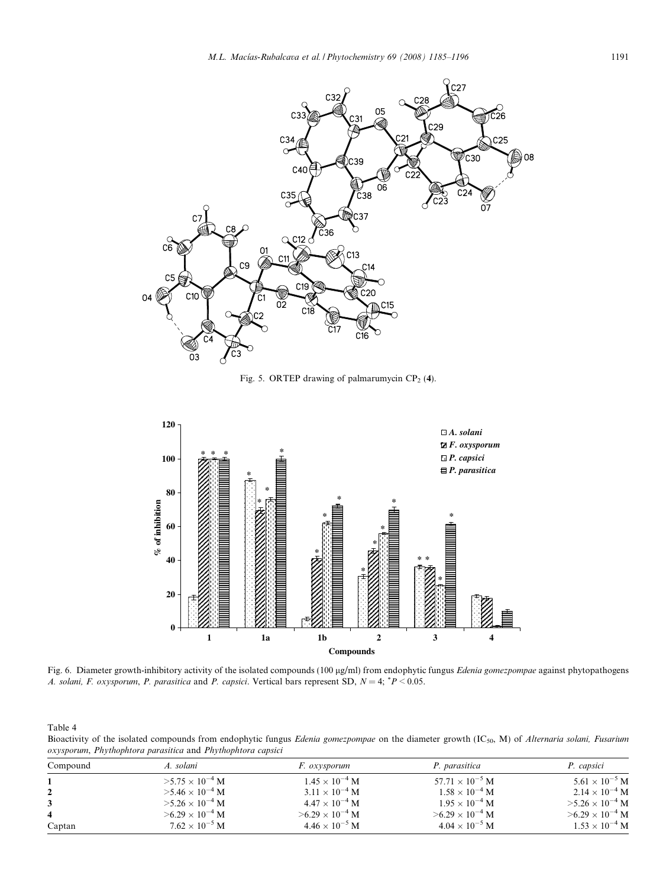Fig. 5. ORTEP drawing of palmarumycin $CP_2$ (**4**).

Fig. 6. Diameter growth-inhibitory activity of the isolated compounds (100 μg/ml) from endophytic fungus *Edenia gomezpompae* against phytopathogens *A. solani*, *F. oxysporum*, *P. parasitica* and *P. capsici*. Vertical bars represent SD, $N = 4$; $^{*}P < 0.05$.

Table 4
Bioactivity of the isolated compounds from endophytic fungus *Edenia gomezpompae* on the diameter growth ($IC_{50}$, M) of *Alternaria solani*, *Fusarium oxysporum*, *Phythophtora parasitica* and *Phythophtora capsici*

| Compound | *A. solani* | *F. oxysporum* | *P. parasitica* | *P. capsici* |
|---|---|---|---|---|
| **1** | $>5.75 \times 10^{-4}$ M | $1.45 \times 10^{-4}$ M | $57.71 \times 10^{-5}$ M | $5.61 \times 10^{-5}$ M |
| **2** | $>5.46 \times 10^{-4}$ M | $3.11 \times 10^{-4}$ M | $1.58 \times 10^{-4}$ M | $2.14 \times 10^{-4}$ M |
| **3** | $>5.26 \times 10^{-4}$ M | $4.47 \times 10^{-4}$ M | $1.95 \times 10^{-4}$ M | $>5.26 \times 10^{-4}$ M |
| **4** | $>6.29 \times 10^{-4}$ M | $>6.29 \times 10^{-4}$ M | $>6.29 \times 10^{-4}$ M | $>6.29 \times 10^{-4}$ M |
| Captan | $7.62 \times 10^{-5}$ M | $4.46 \times 10^{-5}$ M | $4.04 \times 10^{-5}$ M | $1.53 \times 10^{-4}$ M |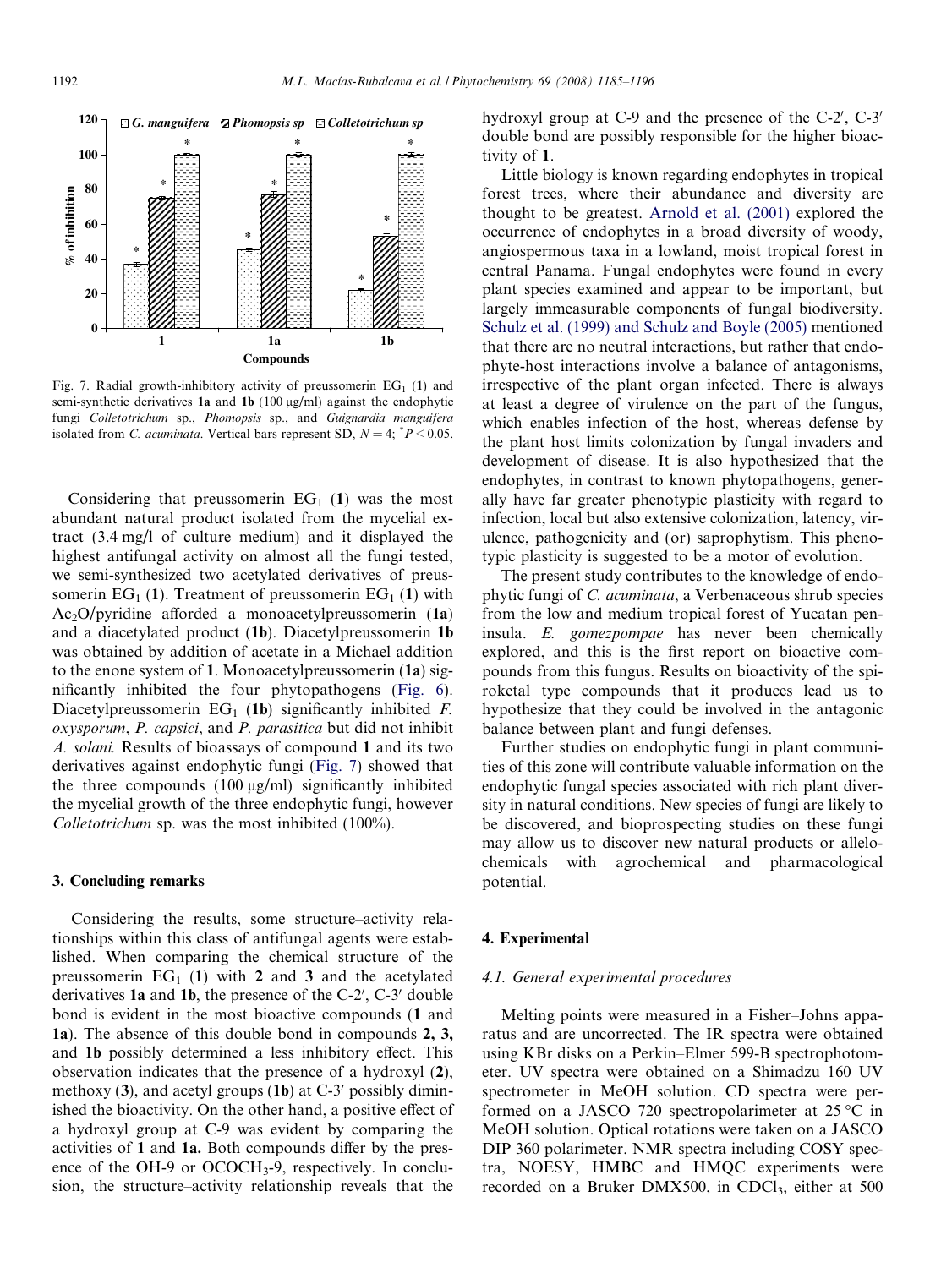Fig. 7. Radial growth-inhibitory activity of preussomerin $EG_1$ (**1**) and semi-synthetic derivatives **1a** and **1b** (100 μg/ml) against the endophytic fungi *Colletotrichum* sp., *Phomopsis* sp., and *Guignardia manguifera* isolated from *C. acuminata*. Vertical bars represent SD, $N = 4$; $^{*}P < 0.05$.

Considering that preussomerin $EG_1$ (**1**) was the most abundant natural product isolated from the mycelial extract (3.4 mg/l of culture medium) and it displayed the highest antifungal activity on almost all the fungi tested, we semi-synthesized two acetylated derivatives of preussomerin $EG_1$ (**1**). Treatment of preussomerin $EG_1$ (**1**) with $Ac_2O$/pyridine afforded a monoacetylpreussomerin (**1a**) and a diacetylated product (**1b**). Diacetylpreussomerin **1b** was obtained by addition of acetate in a Michael addition to the enone system of **1**. Monoacetylpreussomerin (**1a**) significantly inhibited the four phytopathogens (Fig. 6). Diacetylpreussomerin $EG_1$ (**1b**) significantly inhibited *F. oxysporum*, *P. capsici*, and *P. parasitica* but did not inhibit *A. solani.* Results of bioassays of compound **1** and its two derivatives against endophytic fungi (Fig. 7) showed that the three compounds (100 μg/ml) significantly inhibited the mycelial growth of the three endophytic fungi, however *Colletotrichum* sp. was the most inhibited (100%).

## 3. Concluding remarks

Considering the results, some structure–activity relationships within this class of antifungal agents were established. When comparing the chemical structure of the preussomerin $EG_1$ (**1**) with **2** and **3** and the acetylated derivatives **1a** and **1b**, the presence of the C-2′, C-3′ double bond is evident in the most bioactive compounds (**1** and **1a**). The absence of this double bond in compounds **2, 3,** and **1b** possibly determined a less inhibitory effect. This observation indicates that the presence of a hydroxyl (**2**), methoxy (**3**), and acetyl groups (**1b**) at C-3′ possibly diminished the bioactivity. On the other hand, a positive effect of a hydroxyl group at C-9 was evident by comparing the activities of **1** and **1a.** Both compounds differ by the presence of the OH-9 or $OCOCH_3$-9, respectively. In conclusion, the structure–activity relationship reveals that the hydroxyl group at C-9 and the presence of the C-2′, C-3′ double bond are possibly responsible for the higher bioactivity of **1**.

Little biology is known regarding endophytes in tropical forest trees, where their abundance and diversity are thought to be greatest. Arnold et al. (2001) explored the occurrence of endophytes in a broad diversity of woody, angiospermous taxa in a lowland, moist tropical forest in central Panama. Fungal endophytes were found in every plant species examined and appear to be important, but largely immeasurable components of fungal biodiversity. Schulz et al. (1999) and Schulz and Boyle (2005) mentioned that there are no neutral interactions, but rather that endophyte-host interactions involve a balance of antagonisms, irrespective of the plant organ infected. There is always at least a degree of virulence on the part of the fungus, which enables infection of the host, whereas defense by the plant host limits colonization by fungal invaders and development of disease. It is also hypothesized that the endophytes, in contrast to known phytopathogens, generally have far greater phenotypic plasticity with regard to infection, local but also extensive colonization, latency, virulence, pathogenicity and (or) saprophytism. This phenotypic plasticity is suggested to be a motor of evolution.

The present study contributes to the knowledge of endophytic fungi of *C. acuminata*, a Verbenaceous shrub species from the low and medium tropical forest of Yucatan peninsula. *E. gomezpompae* has never been chemically explored, and this is the first report on bioactive compounds from this fungus. Results on bioactivity of the spiroketal type compounds that it produces lead us to hypothesize that they could be involved in the antagonic balance between plant and fungi defenses.

Further studies on endophytic fungi in plant communities of this zone will contribute valuable information on the endophytic fungal species associated with rich plant diversity in natural conditions. New species of fungi are likely to be discovered, and bioprospecting studies on these fungi may allow us to discover new natural products or allelochemicals with agrochemical and pharmacological potential.

## 4. Experimental

### 4.1. General experimental procedures

Melting points were measured in a Fisher–Johns apparatus and are uncorrected. The IR spectra were obtained using KBr disks on a Perkin–Elmer 599-B spectrophotometer. UV spectra were obtained on a Shimadzu 160 UV spectrometer in MeOH solution. CD spectra were performed on a JASCO 720 spectropolarimeter at 25 °C in MeOH solution. Optical rotations were taken on a JASCO DIP 360 polarimeter. NMR spectra including COSY spectra, NOESY, HMBC and HMQC experiments were recorded on a Bruker DMX500, in $CDCl_3$, either at 500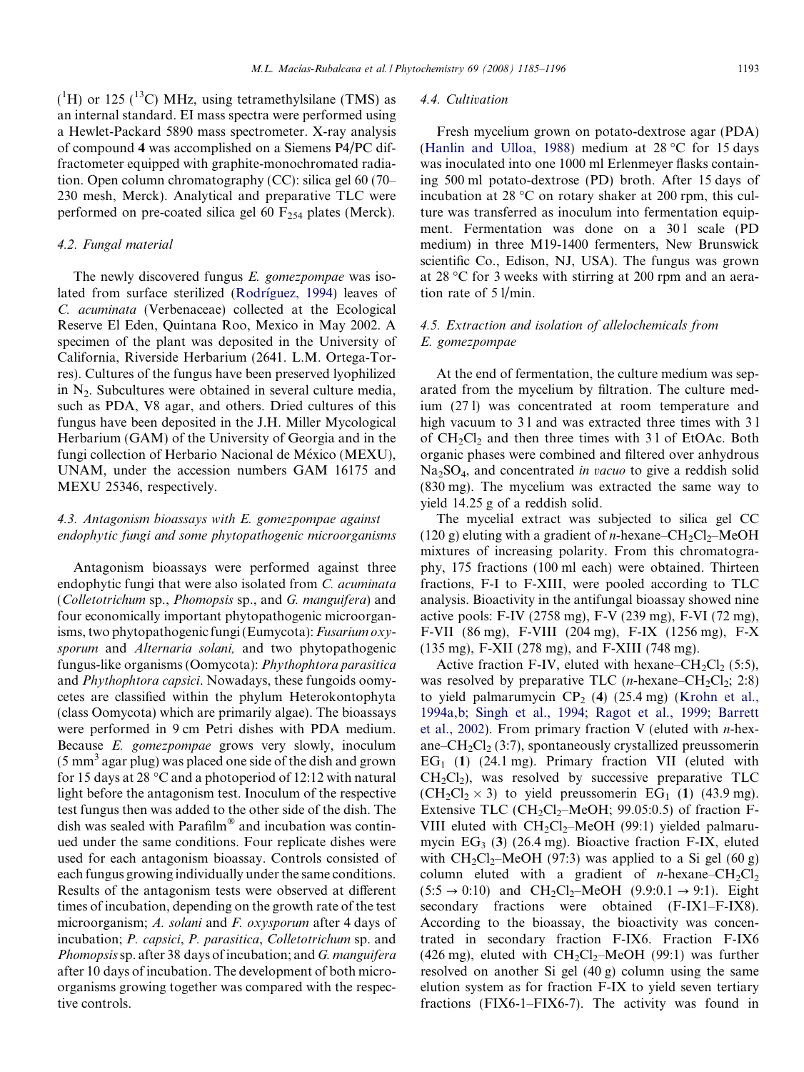($^1$H) or 125 ($^{13}$C) MHz, using tetramethylsilane (TMS) as an internal standard. EI mass spectra were performed using a Hewlet-Packard 5890 mass spectrometer. X-ray analysis of compound **4** was accomplished on a Siemens P4/PC diffractometer equipped with graphite-monochromated radiation. Open column chromatography (CC): silica gel 60 (70–230 mesh, Merck). Analytical and preparative TLC were performed on pre-coated silica gel 60 $F_{254}$ plates (Merck).

### 4.2. Fungal material

The newly discovered fungus *E. gomezpompae* was isolated from surface sterilized (Rodríguez, 1994) leaves of *C. acuminata* (Verbenaceae) collected at the Ecological Reserve El Eden, Quintana Roo, Mexico in May 2002. A specimen of the plant was deposited in the University of California, Riverside Herbarium (2641. L.M. Ortega-Torres). Cultures of the fungus have been preserved lyophilized in $N_2$. Subcultures were obtained in several culture media, such as PDA, V8 agar, and others. Dried cultures of this fungus have been deposited in the J.H. Miller Mycological Herbarium (GAM) of the University of Georgia and in the fungi collection of Herbario Nacional de México (MEXU), UNAM, under the accession numbers GAM 16175 and MEXU 25346, respectively.

### 4.3. Antagonism bioassays with *E. gomezpompae* against endophytic fungi and some phytopathogenic microorganisms

Antagonism bioassays were performed against three endophytic fungi that were also isolated from *C. acuminata* (*Colletotrichum* sp., *Phomopsis* sp., and *G. manguifera*) and four economically important phytopathogenic microorganisms, two phytopathogenic fungi (Eumycota): *Fusarium oxysporum* and *Alternaria solani,* and two phytopathogenic fungus-like organisms (Oomycota): *Phythophtora parasitica* and *Phythophtora capsici*. Nowadays, these fungoids oomycetes are classified within the phylum Heterokontophyta (class Oomycota) which are primarily algae). The bioassays were performed in 9 cm Petri dishes with PDA medium. Because *E. gomezpompae* grows very slowly, inoculum (5 $mm^3$ agar plug) was placed one side of the dish and grown for 15 days at 28 °C and a photoperiod of 12:12 with natural light before the antagonism test. Inoculum of the respective test fungus then was added to the other side of the dish. The dish was sealed with Parafilm® and incubation was continued under the same conditions. Four replicate dishes were used for each antagonism bioassay. Controls consisted of each fungus growing individually under the same conditions. Results of the antagonism tests were observed at different times of incubation, depending on the growth rate of the test microorganism; *A. solani* and *F. oxysporum* after 4 days of incubation; *P. capsici*, *P. parasitica*, *Colletotrichum* sp. and *Phomopsis* sp. after 38 days of incubation; and *G. manguifera* after 10 days of incubation. The development of both microorganisms growing together was compared with the respective controls.

### 4.4. Cultivation

Fresh mycelium grown on potato-dextrose agar (PDA) (Hanlin and Ulloa, 1988) medium at 28 °C for 15 days was inoculated into one 1000 ml Erlenmeyer flasks containing 500 ml potato-dextrose (PD) broth. After 15 days of incubation at 28 °C on rotary shaker at 200 rpm, this culture was transferred as inoculum into fermentation equipment. Fermentation was done on a 30 l scale (PD medium) in three M19-1400 fermenters, New Brunswick scientific Co., Edison, NJ, USA). The fungus was grown at 28 °C for 3 weeks with stirring at 200 rpm and an aeration rate of 5 l/min.

### 4.5. Extraction and isolation of allelochemicals from *E. gomezpompae*

At the end of fermentation, the culture medium was separated from the mycelium by filtration. The culture medium (27 l) was concentrated at room temperature and high vacuum to 3 l and was extracted three times with 3 l of $CH_2Cl_2$ and then three times with 3 l of EtOAc. Both organic phases were combined and filtered over anhydrous $Na_2SO_4$, and concentrated *in vacuo* to give a reddish solid (830 mg). The mycelium was extracted the same way to yield 14.25 g of a reddish solid.

The mycelial extract was subjected to silica gel CC (120 g) eluting with a gradient of *n*-hexane–$CH_2Cl_2$–MeOH mixtures of increasing polarity. From this chromatography, 175 fractions (100 ml each) were obtained. Thirteen fractions, F-I to F-XIII, were pooled according to TLC analysis. Bioactivity in the antifungal bioassay showed nine active pools: F-IV (2758 mg), F-V (239 mg), F-VI (72 mg), F-VII (86 mg), F-VIII (204 mg), F-IX (1256 mg), F-X (135 mg), F-XII (278 mg), and F-XIII (748 mg).

Active fraction F-IV, eluted with hexane–$CH_2Cl_2$ (5:5), was resolved by preparative TLC (*n*-hexane–$CH_2Cl_2$; 2:8) to yield palmarumycin $CP_2$ (**4**) (25.4 mg) (Krohn et al., 1994a,b; Singh et al., 1994; Ragot et al., 1999; Barrett et al., 2002). From primary fraction V (eluted with *n*-hexane–$CH_2Cl_2$ (3:7), spontaneously crystallized preussomerin $EG_1$ (**1**) (24.1 mg). Primary fraction VII (eluted with $CH_2Cl_2$), was resolved by successive preparative TLC ($CH_2Cl_2 \times 3$) to yield preussomerin $EG_1$ (**1**) (43.9 mg). Extensive TLC ($CH_2Cl_2$–MeOH; 99.05:0.5) of fraction F-VIII eluted with $CH_2Cl_2$–MeOH (99:1) yielded palmarumycin $EG_3$ (**3**) (26.4 mg). Bioactive fraction F-IX, eluted with $CH_2Cl_2$–MeOH (97:3) was applied to a Si gel (60 g) column eluted with a gradient of *n*-hexane–$CH_2Cl_2$ ($5:5 \rightarrow 0:10$) and $CH_2Cl_2$–MeOH ($9.9:0.1 \rightarrow 9:1$). Eight secondary fractions were obtained (F-IX1–F-IX8). According to the bioassay, the bioactivity was concentrated in secondary fraction F-IX6. Fraction F-IX6 (426 mg), eluted with $CH_2Cl_2$–MeOH (99:1) was further resolved on another Si gel (40 g) column using the same elution system as for fraction F-IX to yield seven tertiary fractions (FIX6-1–FIX6-7). The activity was found in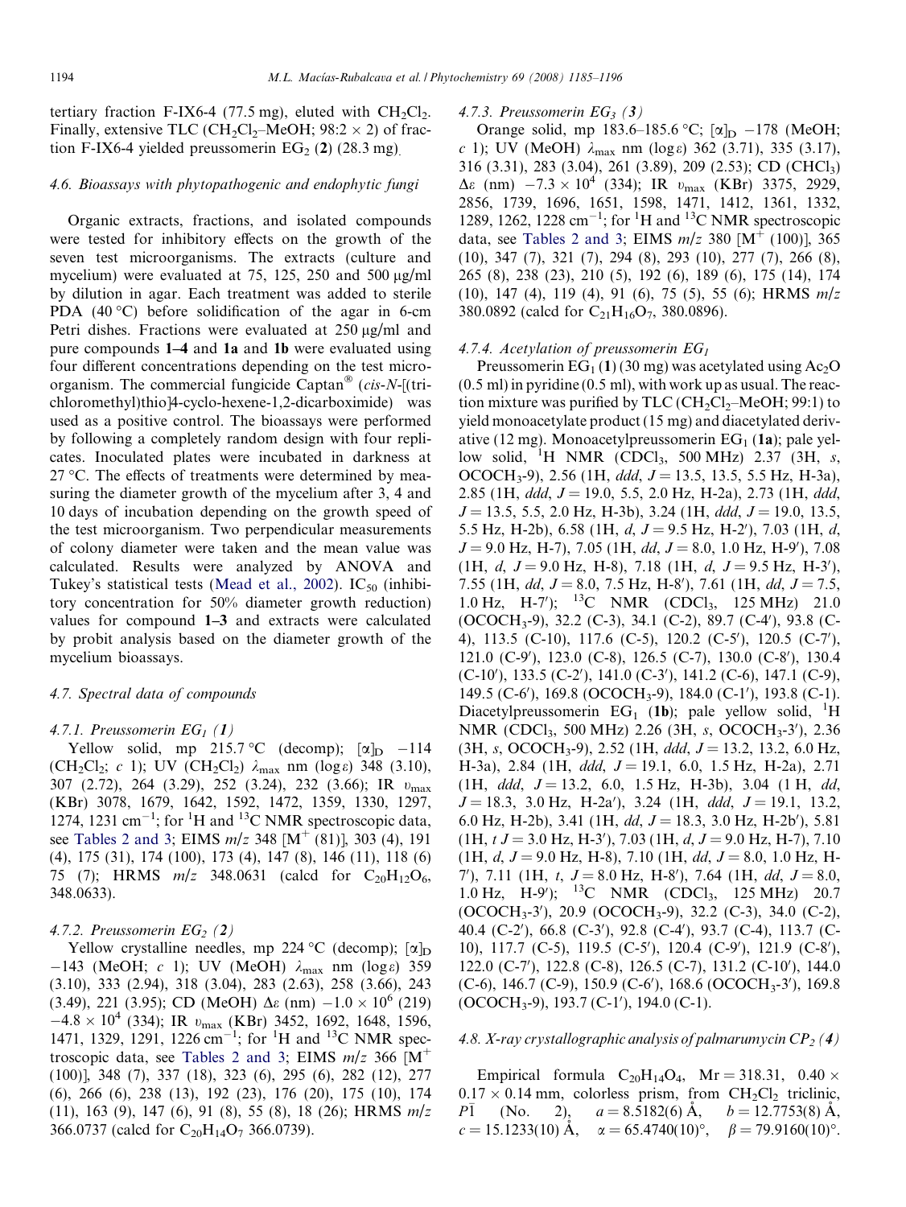tertiary fraction F-IX6-4 (77.5 mg), eluted with $CH_2Cl_2$. Finally, extensive TLC ($CH_2Cl_2$–MeOH; 98:2 × 2) of fraction F-IX6-4 yielded preussomerin $EG_2$ (**2**) (28.3 mg).

### 4.6. Bioassays with phytopathogenic and endophytic fungi

Organic extracts, fractions, and isolated compounds were tested for inhibitory effects on the growth of the seven test microorganisms. The extracts (culture and mycelium) were evaluated at 75, 125, 250 and 500 μg/ml by dilution in agar. Each treatment was added to sterile PDA (40 °C) before solidification of the agar in 6-cm Petri dishes. Fractions were evaluated at 250 μg/ml and pure compounds **1–4** and **1a** and **1b** were evaluated using four different concentrations depending on the test microorganism. The commercial fungicide Captan® (*cis*-*N*-[(trichloromethyl)thio]4-cyclo-hexene-1,2-dicarboximide) was used as a positive control. The bioassays were performed by following a completely random design with four replicates. Inoculated plates were incubated in darkness at 27 °C. The effects of treatments were determined by measuring the diameter growth of the mycelium after 3, 4 and 10 days of incubation depending on the growth speed of the test microorganism. Two perpendicular measurements of colony diameter were taken and the mean value was calculated. Results were analyzed by ANOVA and Tukey's statistical tests (Mead et al., 2002). $IC_{50}$ (inhibitory concentration for 50% diameter growth reduction) values for compound **1–3** and extracts were calculated by probit analysis based on the diameter growth of the mycelium bioassays.

### 4.7. Spectral data of compounds

#### 4.7.1. Preussomerin $EG_1$ (1)

Yellow solid, mp 215.7 °C (decomp); $[\alpha]_D$ −114 ($CH_2Cl_2$; *c* 1); UV ($CH_2Cl_2$) $\lambda_{max}$ nm (log ε) 348 (3.10), 307 (2.72), 264 (3.29), 252 (3.24), 232 (3.66); IR $\upsilon_{max}$ (KBr) 3078, 1679, 1642, 1592, 1472, 1359, 1330, 1297, 1274, 1231 $cm^{-1}$; for $^1H$ and $^{13}C$ NMR spectroscopic data, see Tables 2 and 3; EIMS *m/z* 348 [$M^+$ (81)], 303 (4), 191 (4), 175 (31), 174 (100), 173 (4), 147 (8), 146 (11), 118 (6) 75 (7); HRMS *m/z* 348.0631 (calcd for $C_{20}H_{12}O_6$, 348.0633).

#### 4.7.2. Preussomerin $EG_2$ (2)

Yellow crystalline needles, mp 224 °C (decomp); $[\alpha]_D$ −143 (MeOH; *c* 1); UV (MeOH) $\lambda_{max}$ nm (log ε) 359 (3.10), 333 (2.94), 318 (3.04), 283 (2.63), 258 (3.66), 243 (3.49), 221 (3.95); CD (MeOH) Δε (nm) $-1.0 \times 10^6$ (219) $-4.8 \times 10^4$ (334); IR $\upsilon_{max}$ (KBr) 3452, 1692, 1648, 1596, 1471, 1329, 1291, 1226 $cm^{-1}$; for $^1H$ and $^{13}C$ NMR spectroscopic data, see Tables 2 and 3; EIMS *m/z* 366 [$M^+$ (100)], 348 (7), 337 (18), 323 (6), 295 (6), 282 (12), 277 (6), 266 (6), 238 (13), 192 (23), 176 (20), 175 (10), 174 (11), 163 (9), 147 (6), 91 (8), 55 (8), 18 (26); HRMS *m/z* 366.0737 (calcd for $C_{20}H_{14}O_7$ 366.0739).

#### 4.7.3. Preussomerin $EG_3$ (3)

Orange solid, mp 183.6–185.6 °C; $[\alpha]_D$ −178 (MeOH; *c* 1); UV (MeOH) $\lambda_{max}$ nm (log ε) 362 (3.71), 335 (3.17), 316 (3.31), 283 (3.04), 261 (3.89), 209 (2.53); CD ($CHCl_3$) Δε (nm) $-7.3 \times 10^4$ (334); IR $\upsilon_{max}$ (KBr) 3375, 2929, 2856, 1739, 1696, 1651, 1598, 1471, 1412, 1361, 1332, 1289, 1262, 1228 $cm^{-1}$; for $^1H$ and $^{13}C$ NMR spectroscopic data, see Tables 2 and 3; EIMS *m/z* 380 [$M^+$ (100)], 365 (10), 347 (7), 321 (7), 294 (8), 293 (10), 277 (7), 266 (8), 265 (8), 238 (23), 210 (5), 192 (6), 189 (6), 175 (14), 174 (10), 147 (4), 119 (4), 91 (6), 75 (5), 55 (6); HRMS *m/z* 380.0892 (calcd for $C_{21}H_{16}O_7$, 380.0896).

#### 4.7.4. Acetylation of preussomerin $EG_1$

Preussomerin $EG_1$ (**1**) (30 mg) was acetylated using $Ac_2O$ (0.5 ml) in pyridine (0.5 ml), with work up as usual. The reaction mixture was purified by TLC ($CH_2Cl_2$–MeOH; 99:1) to yield monoacetylate product (15 mg) and diacetylated derivative (12 mg). Monoacetylpreussomerin $EG_1$ (**1a**); pale yellow solid, $^1H$ NMR ($CDCl_3$, 500 MHz) 2.37 (3H, *s*, $OCOCH_3$-9), 2.56 (1H, *ddd*, *J* = 13.5, 13.5, 5.5 Hz, H-3a), 2.85 (1H, *ddd*, *J* = 19.0, 5.5, 2.0 Hz, H-2a), 2.73 (1H, *ddd*, *J* = 13.5, 5.5, 2.0 Hz, H-3b), 3.24 (1H, *ddd*, *J* = 19.0, 13.5, 5.5 Hz, H-2b), 6.58 (1H, *d*, *J* = 9.5 Hz, H-2′), 7.03 (1H, *d*, *J* = 9.0 Hz, H-7), 7.05 (1H, *dd*, *J* = 8.0, 1.0 Hz, H-9′), 7.08 (1H, *d*, *J* = 9.0 Hz, H-8), 7.18 (1H, *d*, *J* = 9.5 Hz, H-3′), 7.55 (1H, *dd*, *J* = 8.0, 7.5 Hz, H-8′), 7.61 (1H, *dd*, *J* = 7.5, 1.0 Hz, H-7′); $^{13}C$ NMR ($CDCl_3$, 125 MHz) 21.0 ($OCOCH_3$-9), 32.2 (C-3), 34.1 (C-2), 89.7 (C-4′), 93.8 (C-4), 113.5 (C-10), 117.6 (C-5), 120.2 (C-5′), 120.5 (C-7′), 121.0 (C-9′), 123.0 (C-8), 126.5 (C-7), 130.0 (C-8′), 130.4 (C-10′), 133.5 (C-2′), 141.0 (C-3′), 141.2 (C-6), 147.1 (C-9), 149.5 (C-6′), 169.8 ($OCOCH_3$-9), 184.0 (C-1′), 193.8 (C-1). Diacetylpreussomerin $EG_1$ (**1b**); pale yellow solid, $^1H$ NMR ($CDCl_3$, 500 MHz) 2.26 (3H, *s*, $OCOCH_3$-3′), 2.36 (3H, *s*, $OCOCH_3$-9), 2.52 (1H, *ddd*, *J* = 13.2, 13.2, 6.0 Hz, H-3a), 2.84 (1H, *ddd*, *J* = 19.1, 6.0, 1.5 Hz, H-2a), 2.71 (1H, *ddd*, *J* = 13.2, 6.0, 1.5 Hz, H-3b), 3.04 (1 H, *dd*, *J* = 18.3, 3.0 Hz, H-2a′), 3.24 (1H, *ddd*, *J* = 19.1, 13.2, 6.0 Hz, H-2b), 3.41 (1H, *dd*, *J* = 18.3, 3.0 Hz, H-2b′), 5.81 (1H, *t* *J* = 3.0 Hz, H-3′), 7.03 (1H, *d*, *J* = 9.0 Hz, H-7), 7.10 (1H, *d*, *J* = 9.0 Hz, H-8), 7.10 (1H, *dd*, *J* = 8.0, 1.0 Hz, H-7′), 7.11 (1H, *t*, *J* = 8.0 Hz, H-8′), 7.64 (1H, *dd*, *J* = 8.0, 1.0 Hz, H-9′); $^{13}C$ NMR ($CDCl_3$, 125 MHz) 20.7 ($OCOCH_3$-3′), 20.9 ($OCOCH_3$-9), 32.2 (C-3), 34.0 (C-2), 40.4 (C-2′), 66.8 (C-3′), 92.8 (C-4′), 93.7 (C-4), 113.7 (C-10), 117.7 (C-5), 119.5 (C-5′), 120.4 (C-9′), 121.9 (C-8′), 122.0 (C-7′), 122.8 (C-8), 126.5 (C-7), 131.2 (C-10′), 144.0 (C-6), 146.7 (C-9), 150.9 (C-6′), 168.6 ($OCOCH_3$-3′), 169.8 ($OCOCH_3$-9), 193.7 (C-1′), 194.0 (C-1).

### 4.8. X-ray crystallographic analysis of palmarumycin $CP_2$ (4)

Empirical formula $C_{20}H_{14}O_4$, Mr = 318.31, 0.40 × 0.17 × 0.14 mm, colorless prism, from $CH_2Cl_2$ triclinic, $P\bar{1}$ (No. 2), *a* = 8.5182(6) Å, *b* = 12.7753(8) Å, *c* = 15.1233(10) Å, α = 65.4740(10)°, β = 79.9160(10)°.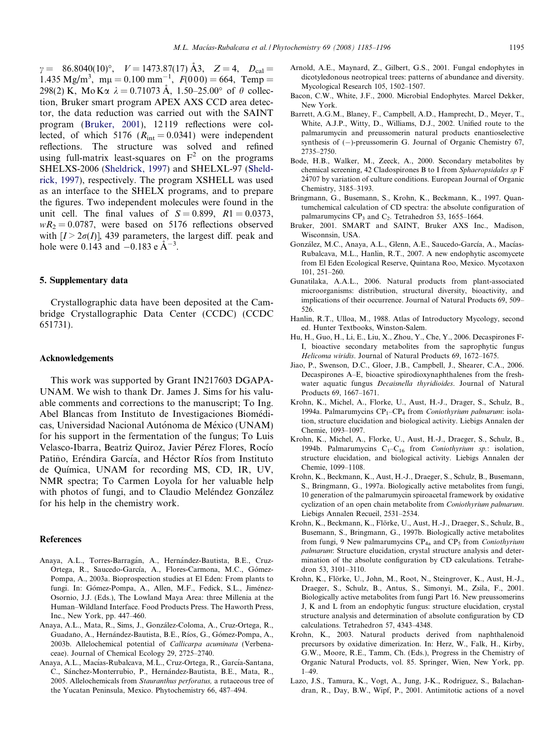$\gamma = 86.8040(10)°$, $V = 1473.87(17)$ Å3, $Z = 4$, $D_{cal} = 1.435$ Mg/m$^3$, m$\mu = 0.100$ mm$^{-1}$, $F(000) = 664$, Temp = 298(2) K, Mo K$\alpha$ $\lambda = 0.71073$ Å, 1.50–25.00° of $\theta$ collection, Bruker smart program APEX AXS CCD area detector, the data reduction was carried out with the SAINT program (Bruker, 2001), 12 119 reflections were collected, of which 5176 ($R_{int} = 0.0341$) were independent reflections. The structure was solved and refined using full-matrix least-squares on $F^2$ on the programs SHELXS-2006 (Sheldrick, 1997) and SHELXL-97 (Sheldrick, 1997), respectively. The program XSHELL was used as an interface to the SHELX programs, and to prepare the figures. Two independent molecules were found in the unit cell. The final values of $S = 0.899$, $R1 = 0.0373$, $wR_2 = 0.0787$, were based on 5176 reflections observed with $[I > 2\sigma(I)]$, 439 parameters, the largest diff. peak and hole were 0.143 and $-0.183$ e Å$^{-3}$.

## 5. Supplementary data

Crystallographic data have been deposited at the Cambridge Crystallographic Data Center (CCDC) (CCDC 651731).

## Acknowledgements

This work was supported by Grant IN217603 DGAPA-UNAM. We wish to thank Dr. James J. Sims for his valuable comments and corrections to the manuscript; To Ing. Abel Blancas from Instituto de Investigaciones Biomédicas, Universidad Nacional Autónoma de México (UNAM) for his support in the fermentation of the fungus; To Luis Velasco-Ibarra, Beatriz Quiroz, Javier Pérez Flores, Rocío Patiño, Eréndira García, and Héctor Ríos from Instituto de Química, UNAM for recording MS, CD, IR, UV, NMR spectra; To Carmen Loyola for her valuable help with photos of fungi, and to Claudio Meléndez González for his help in the chemistry work.

## References

Anaya, A.L., Torres-Barragán, A., Hernández-Bautista, B.E., Cruz-Ortega, R., Saucedo-García, A., Flores-Carmona, M.C., Gómez-Pompa, A., 2003a. Bioprospection studies at El Eden: From plants to fungi. In: Gómez-Pompa, A., Allen, M.F., Fedick, S.L., Jiménez-Osornio, J.J. (Eds.), The Lowland Maya Area: three Millenia at the Human–Wildland Interface. Food Products Press. The Haworth Press, Inc., New York, pp. 447–460.

Anaya, A.L., Mata, R., Sims, J., González-Coloma, A., Cruz-Ortega, R., Guadaño, A., Hernández-Bautista, B.E., Ríos, G., Gómez-Pompa, A., 2003b. Allelochemical potential of *Callicarpa acuminata* (Verbenaceae). Journal of Chemical Ecology 29, 2725–2740.

Anaya, A.L., Macías-Rubalcava, M.L., Cruz-Ortega, R., García-Santana, C., Sánchez-Monterrubio, P., Hernández-Bautista, B.E., Mata, R., 2005. Allelochemicals from *Stauranthus perforatus,* a rutaceous tree of the Yucatan Peninsula, Mexico. Phytochemistry 66, 487–494.

Arnold, A.E., Maynard, Z., Gilbert, G.S., 2001. Fungal endophytes in dicotyledonous neotropical trees: patterns of abundance and diversity. Mycological Research 105, 1502–1507.

Bacon, C.W., White, J.F., 2000. Microbial Endophytes. Marcel Dekker, New York.

Barrett, A.G.M., Blaney, F., Campbell, A.D., Hamprecht, D., Meyer, T., White, A.J.P., Witty, D., Williams, D.J., 2002. Unified route to the palmarumycin and preussomerin natural products enantioselective synthesis of (−)-preussomerin G. Journal of Organic Chemistry 67, 2735–2750.

Bode, H.B., Walker, M., Zeeck, A., 2000. Secondary metabolites by chemical screening, 42 Cladospirones B to I from *Sphaeropsidales sp* F 24707 by variation of culture conditions. European Journal of Organic Chemistry, 3185–3193.

Bringmann, G., Busemann, S., Krohn, K., Beckmann, K., 1997. Quantumchemical calculation of CD spectra: the absolute configuration of palmarumycins $CP_3$ and $C_2$. Tetrahedron 53, 1655–1664.

Bruker, 2001. SMART and SAINT, Bruker AXS Inc., Madison, Wisconnsin, USA.

González, M.C., Anaya, A.L., Glenn, A.E., Saucedo-García, A., Macías-Rubalcava, M.L., Hanlin, R.T., 2007. A new endophytic ascomycete from El Eden Ecological Reserve, Quintana Roo, Mexico. Mycotaxon 101, 251–260.

Gunatilaka, A.A.L., 2006. Natural products from plant-associated microorganisms: distribution, structural diversity, bioactivity, and implications of their occurrence. Journal of Natural Products 69, 509–526.

Hanlin, R.T., Ulloa, M., 1988. Atlas of Introductory Mycology, second ed. Hunter Textbooks, Winston-Salem.

Hu, H., Guo, H., Li, E., Liu, X., Zhou, Y., Che, Y., 2006. Decaspirones F-I, bioactive secondary metabolites from the saprophytic fungus *Helicoma wiridis*. Journal of Natural Products 69, 1672–1675.

Jiao, P., Swenson, D.C., Gloer, J.B., Campbell, J., Shearer, C.A., 2006. Decaspirones A–E, bioactive spirodioxynaphthalenes from the freshwater aquatic fungus *Decaisnella thyridioides*. Journal of Natural Products 69, 1667–1671.

Krohn, K., Michel, A., Florke, U., Aust, H.-J., Drager, S., Schulz, B., 1994a. Palmarumycins $CP_1$–$CP_4$ from *Coniothyrium palmarum*: isolation, structure elucidation and biological activity. Liebigs Annalen der Chemie, 1093–1097.

Krohn, K., Michel, A., Florke, U., Aust, H.-J., Draeger, S., Schulz, B., 1994b. Palmarumycins $C_1$–$C_{16}$ from *Coniothyrium sp.*: isolation, structure elucidation, and biological activity. Liebigs Annalen der Chemie, 1099–1108.

Krohn, K., Beckmann, K., Aust, H.-J., Draeger, S., Schulz, B., Busemann, S., Bringmann, G., 1997a. Biologically active metabolites from fungi, 10 generation of the palmarumycin spiroacetal framework by oxidative cyclization of an open chain metabolite from *Coniothyrium palmarum*. Liebigs Annalen Recueil, 2531–2534.

Krohn, K., Beckmann, K., Flörke, U., Aust, H.-J., Draeger, S., Schulz, B., Busemann, S., Bringmann, G., 1997b. Biologically active metabolites from fungi, 9 New palmarumycins $CP_{4a}$ and $CP_5$ from *Coniothyrium palmarum*: Structure elucidation, crystal structure analysis and determination of the absolute configuration by CD calculations. Tetrahedron 53, 3101–3110.

Krohn, K., Flörke, U., John, M., Root, N., Steingrover, K., Aust, H.-J., Draeger, S., Schulz, B., Antus, S., Simonyi, M., Zsila, F., 2001. Biologically active metabolites from fungi Part 16. New preussomerins J, K and L from an endophytic fungus: structure elucidation, crystal structure analysis and determination of absolute configuration by CD calculations. Tetrahedron 57, 4343–4348.

Krohn, K., 2003. Natural products derived from naphthalenoid precursors by oxidative dimerization. In: Herz, W., Falk, H., Kirby, G.W., Moore, R.E., Tamm, Ch. (Eds.), Progress in the Chemistry of Organic Natural Products, vol. 85. Springer, Wien, New York, pp. 1–49.

Lazo, J.S., Tamura, K., Vogt, A., Jung, J-K., Rodriguez, S., Balachandran, R., Day, B.W., Wipf, P., 2001. Antimitotic actions of a novel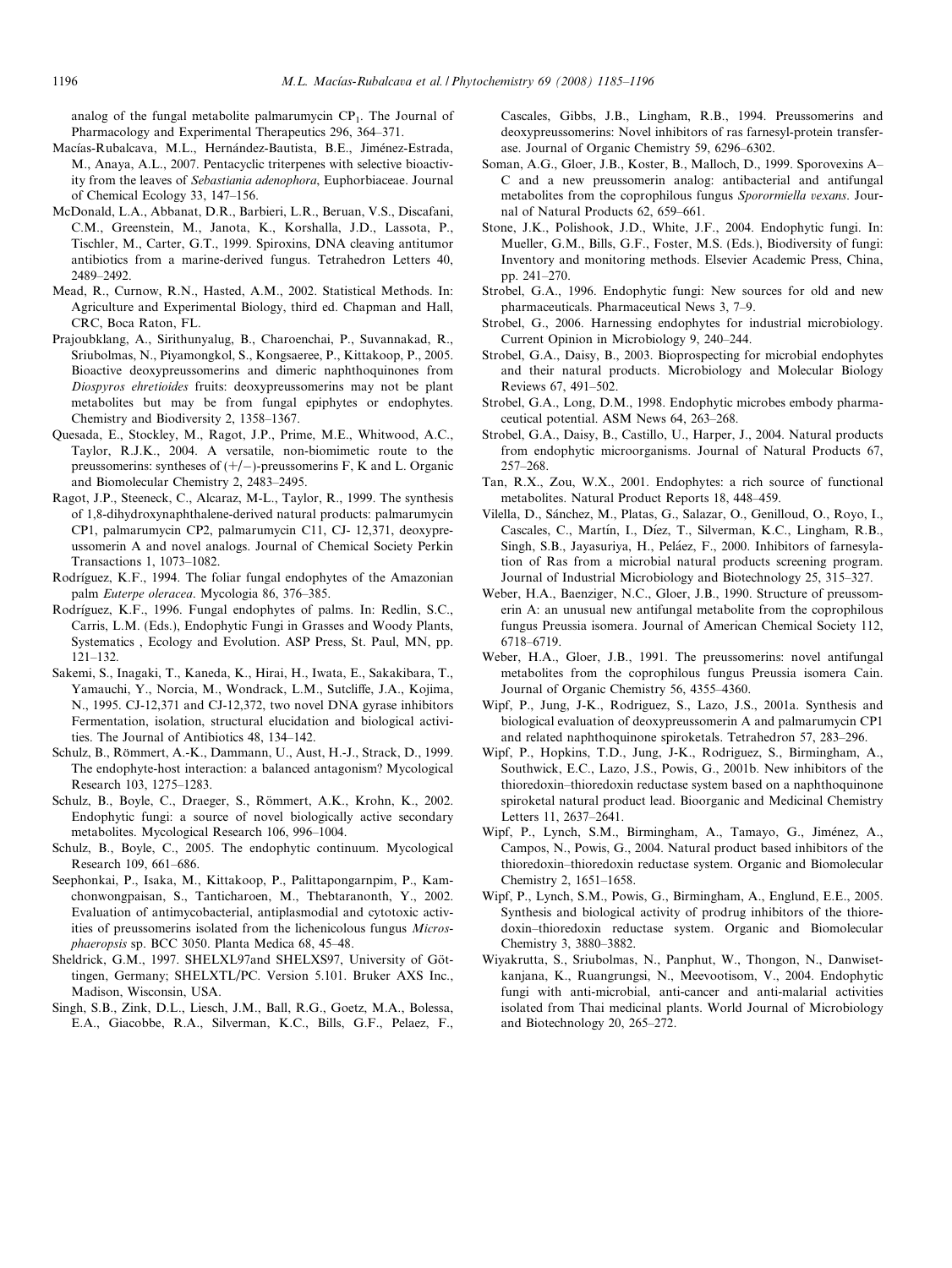analog of the fungal metabolite palmarumycin $CP_1$. The Journal of Pharmacology and Experimental Therapeutics 296, 364–371.

Macías-Rubalcava, M.L., Hernández-Bautista, B.E., Jiménez-Estrada, M., Anaya, A.L., 2007. Pentacyclic triterpenes with selective bioactivity from the leaves of *Sebastiania adenophora*, Euphorbiaceae. Journal of Chemical Ecology 33, 147–156.

McDonald, L.A., Abbanat, D.R., Barbieri, L.R., Beruan, V.S., Discafani, C.M., Greenstein, M., Janota, K., Korshalla, J.D., Lassota, P., Tischler, M., Carter, G.T., 1999. Spiroxins, DNA cleaving antitumor antibiotics from a marine-derived fungus. Tetrahedron Letters 40, 2489–2492.

Mead, R., Curnow, R.N., Hasted, A.M., 2002. Statistical Methods. In: Agriculture and Experimental Biology, third ed. Chapman and Hall, CRC, Boca Raton, FL.

Prajoubklang, A., Sirithunyalug, B., Charoenchai, P., Suvannakad, R., Sriubolmas, N., Piyamongkol, S., Kongsaeree, P., Kittakoop, P., 2005. Bioactive deoxypreussomerins and dimeric naphthoquinones from *Diospyros ehretioides* fruits: deoxypreussomerins may not be plant metabolites but may be from fungal epiphytes or endophytes. Chemistry and Biodiversity 2, 1358–1367.

Quesada, E., Stockley, M., Ragot, J.P., Prime, M.E., Whitwood, A.C., Taylor, R.J.K., 2004. A versatile, non-biomimetic route to the preussomerins: syntheses of (+/−)-preussomerins F, K and L. Organic and Biomolecular Chemistry 2, 2483–2495.

Ragot, J.P., Steeneck, C., Alcaraz, M-L., Taylor, R., 1999. The synthesis of 1,8-dihydroxynaphthalene-derived natural products: palmarumycin CP1, palmarumycin CP2, palmarumycin C11, CJ- 12,371, deoxypreussomerin A and novel analogs. Journal of Chemical Society Perkin Transactions 1, 1073–1082.

Rodríguez, K.F., 1994. The foliar fungal endophytes of the Amazonian palm *Euterpe oleracea*. Mycologia 86, 376–385.

Rodríguez, K.F., 1996. Fungal endophytes of palms. In: Redlin, S.C., Carris, L.M. (Eds.), Endophytic Fungi in Grasses and Woody Plants, Systematics , Ecology and Evolution. ASP Press, St. Paul, MN, pp. 121–132.

Sakemi, S., Inagaki, T., Kaneda, K., Hirai, H., Iwata, E., Sakakibara, T., Yamauchi, Y., Norcia, M., Wondrack, L.M., Sutcliffe, J.A., Kojima, N., 1995. CJ-12,371 and CJ-12,372, two novel DNA gyrase inhibitors Fermentation, isolation, structural elucidation and biological activities. The Journal of Antibiotics 48, 134–142.

Schulz, B., Römmert, A.-K., Dammann, U., Aust, H.-J., Strack, D., 1999. The endophyte-host interaction: a balanced antagonism? Mycological Research 103, 1275–1283.

Schulz, B., Boyle, C., Draeger, S., Römmert, A.K., Krohn, K., 2002. Endophytic fungi: a source of novel biologically active secondary metabolites. Mycological Research 106, 996–1004.

Schulz, B., Boyle, C., 2005. The endophytic continuum. Mycological Research 109, 661–686.

Seephonkai, P., Isaka, M., Kittakoop, P., Palittapongarnpim, P., Kamchonwongpaisan, S., Tanticharoen, M., Thebtaranonth, Y., 2002. Evaluation of antimycobacterial, antiplasmodial and cytotoxic activities of preussomerins isolated from the lichenicolous fungus *Microsphaeropsis* sp. BCC 3050. Planta Medica 68, 45–48.

Sheldrick, G.M., 1997. SHELXL97and SHELXS97, University of Göttingen, Germany; SHELXTL/PC. Version 5.101. Bruker AXS Inc., Madison, Wisconsin, USA.

Singh, S.B., Zink, D.L., Liesch, J.M., Ball, R.G., Goetz, M.A., Bolessa, E.A., Giacobbe, R.A., Silverman, K.C., Bills, G.F., Pelaez, F., Cascales, Gibbs, J.B., Lingham, R.B., 1994. Preussomerins and deoxypreussomerins: Novel inhibitors of ras farnesyl-protein transferase. Journal of Organic Chemistry 59, 6296–6302.

Soman, A.G., Gloer, J.B., Koster, B., Malloch, D., 1999. Sporovexins A–C and a new preussomerin analog: antibacterial and antifungal metabolites from the coprophilous fungus *Sporormiella vexans*. Journal of Natural Products 62, 659–661.

Stone, J.K., Polishook, J.D., White, J.F., 2004. Endophytic fungi. In: Mueller, G.M., Bills, G.F., Foster, M.S. (Eds.), Biodiversity of fungi: Inventory and monitoring methods. Elsevier Academic Press, China, pp. 241–270.

Strobel, G.A., 1996. Endophytic fungi: New sources for old and new pharmaceuticals. Pharmaceutical News 3, 7–9.

Strobel, G., 2006. Harnessing endophytes for industrial microbiology. Current Opinion in Microbiology 9, 240–244.

Strobel, G.A., Daisy, B., 2003. Bioprospecting for microbial endophytes and their natural products. Microbiology and Molecular Biology Reviews 67, 491–502.

Strobel, G.A., Long, D.M., 1998. Endophytic microbes embody pharmaceutical potential. ASM News 64, 263–268.

Strobel, G.A., Daisy, B., Castillo, U., Harper, J., 2004. Natural products from endophytic microorganisms. Journal of Natural Products 67, 257–268.

Tan, R.X., Zou, W.X., 2001. Endophytes: a rich source of functional metabolites. Natural Product Reports 18, 448–459.

Vilella, D., Sánchez, M., Platas, G., Salazar, O., Genilloud, O., Royo, I., Cascales, C., Martín, I., Díez, T., Silverman, K.C., Lingham, R.B., Singh, S.B., Jayasuriya, H., Peláez, F., 2000. Inhibitors of farnesylation of Ras from a microbial natural products screening program. Journal of Industrial Microbiology and Biotechnology 25, 315–327.

Weber, H.A., Baenziger, N.C., Gloer, J.B., 1990. Structure of preussomerin A: an unusual new antifungal metabolite from the coprophilous fungus Preussia isomera. Journal of American Chemical Society 112, 6718–6719.

Weber, H.A., Gloer, J.B., 1991. The preussomerins: novel antifungal metabolites from the coprophilous fungus Preussia isomera Cain. Journal of Organic Chemistry 56, 4355–4360.

Wipf, P., Jung, J-K., Rodriguez, S., Lazo, J.S., 2001a. Synthesis and biological evaluation of deoxypreussomerin A and palmarumycin CP1 and related naphthoquinone spiroketals. Tetrahedron 57, 283–296.

Wipf, P., Hopkins, T.D., Jung, J-K., Rodriguez, S., Birmingham, A., Southwick, E.C., Lazo, J.S., Powis, G., 2001b. New inhibitors of the thioredoxin–thioredoxin reductase system based on a naphthoquinone spiroketal natural product lead. Bioorganic and Medicinal Chemistry Letters 11, 2637–2641.

Wipf, P., Lynch, S.M., Birmingham, A., Tamayo, G., Jiménez, A., Campos, N., Powis, G., 2004. Natural product based inhibitors of the thioredoxin–thioredoxin reductase system. Organic and Biomolecular Chemistry 2, 1651–1658.

Wipf, P., Lynch, S.M., Powis, G., Birmingham, A., Englund, E.E., 2005. Synthesis and biological activity of prodrug inhibitors of the thioredoxin–thioredoxin reductase system. Organic and Biomolecular Chemistry 3, 3880–3882.

Wiyakrutta, S., Sriubolmas, N., Panphut, W., Thongon, N., Danwisetkanjana, K., Ruangrungsi, N., Meevootisom, V., 2004. Endophytic fungi with anti-microbial, anti-cancer and anti-malarial activities isolated from Thai medicinal plants. World Journal of Microbiology and Biotechnology 20, 265–272.